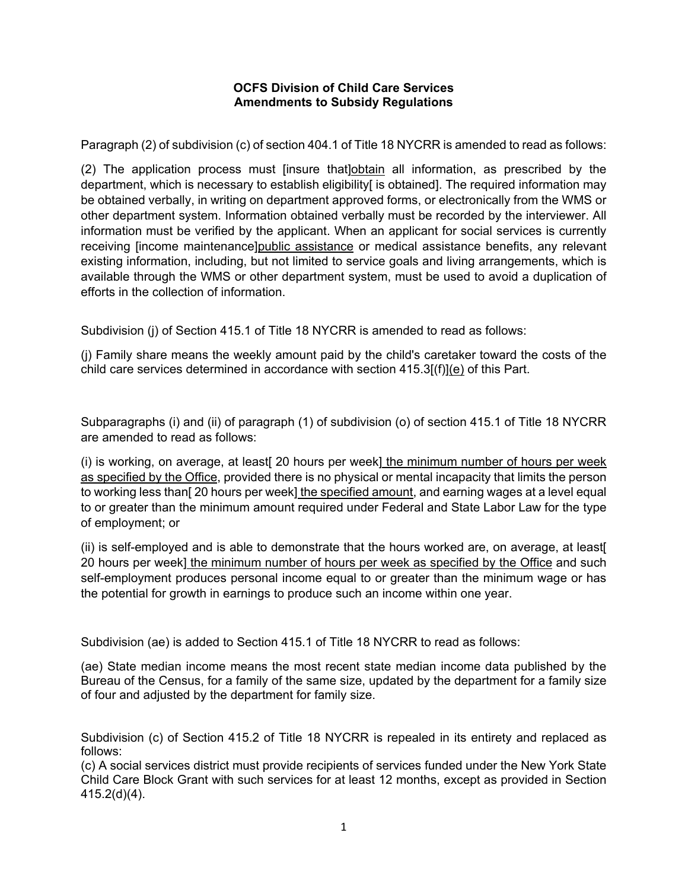**OCFS Division of Child Care Services**
**Amendments to Subsidy Regulations**

Paragraph (2) of subdivision (c) of section 404.1 of Title 18 NYCRR is amended to read as follows:

(2) The application process must [insure that]<u>obtain</u> all information, as prescribed by the department, which is necessary to establish eligibility[ is obtained]. The required information may be obtained verbally, in writing on department approved forms, or electronically from the WMS or other department system. Information obtained verbally must be recorded by the interviewer. All information must be verified by the applicant. When an applicant for social services is currently receiving [income maintenance]<u>public assistance</u> or medical assistance benefits, any relevant existing information, including, but not limited to service goals and living arrangements, which is available through the WMS or other department system, must be used to avoid a duplication of efforts in the collection of information.

Subdivision (j) of Section 415.1 of Title 18 NYCRR is amended to read as follows:

(j) Family share means the weekly amount paid by the child's caretaker toward the costs of the child care services determined in accordance with section 415.3[(f)]<u>(e)</u> of this Part.

Subparagraphs (i) and (ii) of paragraph (1) of subdivision (o) of section 415.1 of Title 18 NYCRR are amended to read as follows:

(i) is working, on average, at least[ 20 hours per week]<u> the minimum number of hours per week as specified by the Office</u>, provided there is no physical or mental incapacity that limits the person to working less than[ 20 hours per week]<u> the specified amount</u>, and earning wages at a level equal to or greater than the minimum amount required under Federal and State Labor Law for the type of employment; or

(ii) is self-employed and is able to demonstrate that the hours worked are, on average, at least[ 20 hours per week]<u> the minimum number of hours per week as specified by the Office</u> and such self-employment produces personal income equal to or greater than the minimum wage or has the potential for growth in earnings to produce such an income within one year.

Subdivision (ae) is added to Section 415.1 of Title 18 NYCRR to read as follows:

(ae) State median income means the most recent state median income data published by the Bureau of the Census, for a family of the same size, updated by the department for a family size of four and adjusted by the department for family size.

Subdivision (c) of Section 415.2 of Title 18 NYCRR is repealed in its entirety and replaced as follows:
(c) A social services district must provide recipients of services funded under the New York State Child Care Block Grant with such services for at least 12 months, except as provided in Section 415.2(d)(4).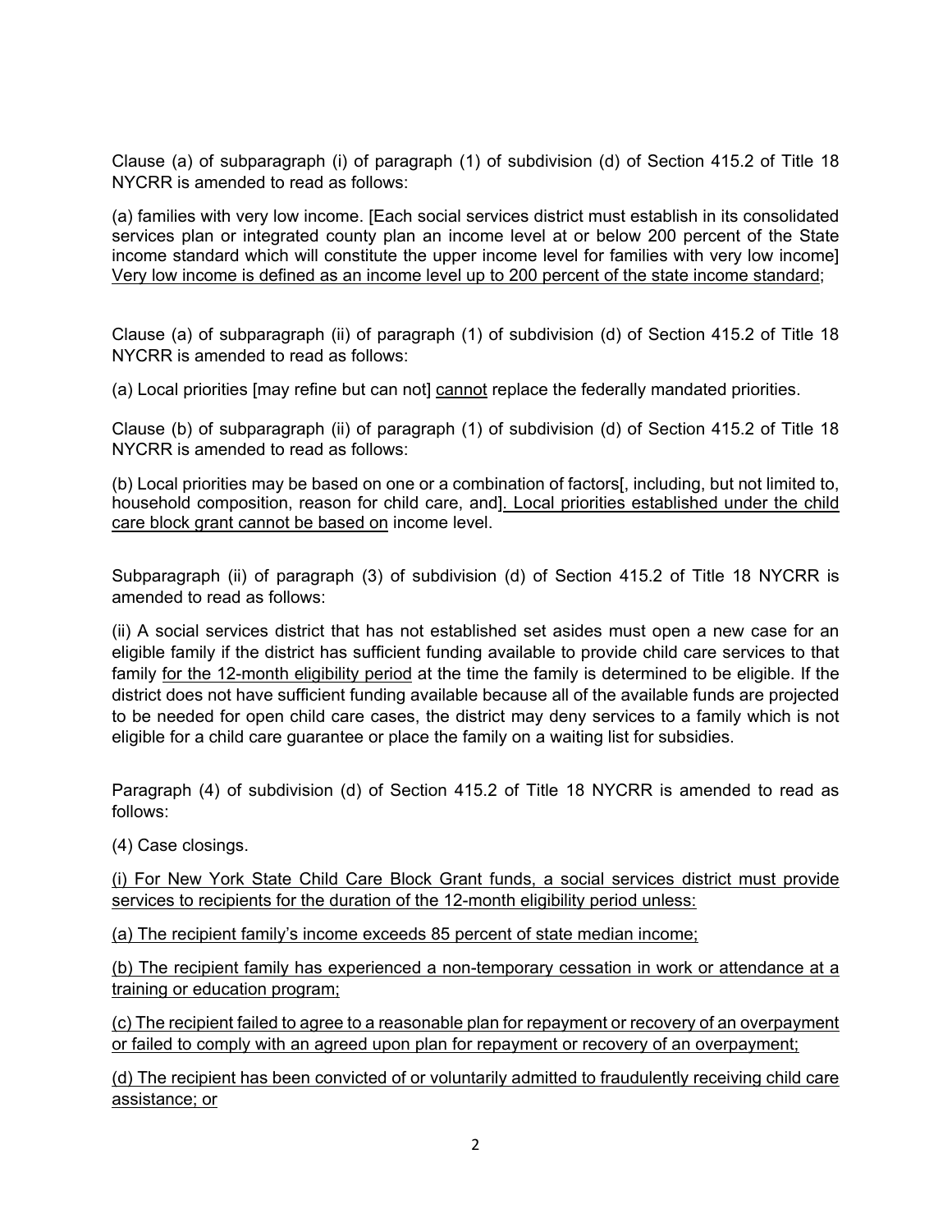Clause (a) of subparagraph (i) of paragraph (1) of subdivision (d) of Section 415.2 of Title 18 NYCRR is amended to read as follows:

(a) families with very low income. [Each social services district must establish in its consolidated services plan or integrated county plan an income level at or below 200 percent of the State income standard which will constitute the upper income level for families with very low income] Very low income is defined as an income level up to 200 percent of the state income standard;

Clause (a) of subparagraph (ii) of paragraph (1) of subdivision (d) of Section 415.2 of Title 18 NYCRR is amended to read as follows:

(a) Local priorities [may refine but can not] cannot replace the federally mandated priorities.

Clause (b) of subparagraph (ii) of paragraph (1) of subdivision (d) of Section 415.2 of Title 18 NYCRR is amended to read as follows:

(b) Local priorities may be based on one or a combination of factors[, including, but not limited to, household composition, reason for child care, and]. Local priorities established under the child care block grant cannot be based on income level.

Subparagraph (ii) of paragraph (3) of subdivision (d) of Section 415.2 of Title 18 NYCRR is amended to read as follows:

(ii) A social services district that has not established set asides must open a new case for an eligible family if the district has sufficient funding available to provide child care services to that family for the 12-month eligibility period at the time the family is determined to be eligible. If the district does not have sufficient funding available because all of the available funds are projected to be needed for open child care cases, the district may deny services to a family which is not eligible for a child care guarantee or place the family on a waiting list for subsidies.

Paragraph (4) of subdivision (d) of Section 415.2 of Title 18 NYCRR is amended to read as follows:

(4) Case closings.

(i) For New York State Child Care Block Grant funds, a social services district must provide services to recipients for the duration of the 12-month eligibility period unless:

(a) The recipient family's income exceeds 85 percent of state median income;

(b) The recipient family has experienced a non-temporary cessation in work or attendance at a training or education program;

(c) The recipient failed to agree to a reasonable plan for repayment or recovery of an overpayment or failed to comply with an agreed upon plan for repayment or recovery of an overpayment;

(d) The recipient has been convicted of or voluntarily admitted to fraudulently receiving child care assistance; or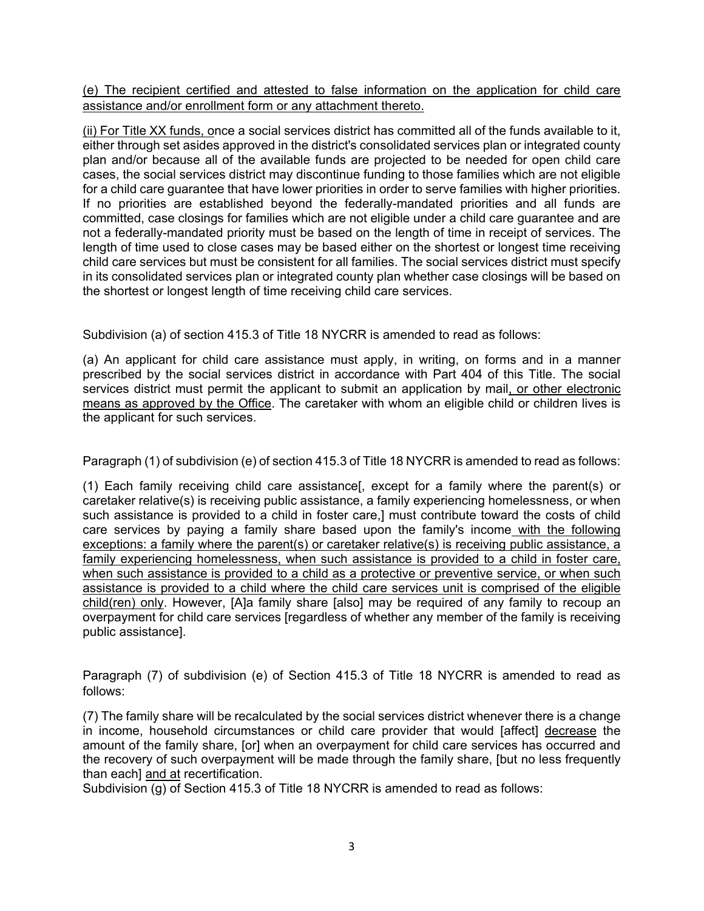<u>(e) The recipient certified and attested to false information on the application for child care assistance and/or enrollment form or any attachment thereto.</u>

<u>(ii) For Title XX funds, o</u>nce a social services district has committed all of the funds available to it, either through set asides approved in the district's consolidated services plan or integrated county plan and/or because all of the available funds are projected to be needed for open child care cases, the social services district may discontinue funding to those families which are not eligible for a child care guarantee that have lower priorities in order to serve families with higher priorities. If no priorities are established beyond the federally-mandated priorities and all funds are committed, case closings for families which are not eligible under a child care guarantee and are not a federally-mandated priority must be based on the length of time in receipt of services. The length of time used to close cases may be based either on the shortest or longest time receiving child care services but must be consistent for all families. The social services district must specify in its consolidated services plan or integrated county plan whether case closings will be based on the shortest or longest length of time receiving child care services.

Subdivision (a) of section 415.3 of Title 18 NYCRR is amended to read as follows:

(a) An applicant for child care assistance must apply, in writing, on forms and in a manner prescribed by the social services district in accordance with Part 404 of this Title. The social services district must permit the applicant to submit an application by mail<u>, or other electronic means as approved by the Office</u>. The caretaker with whom an eligible child or children lives is the applicant for such services.

Paragraph (1) of subdivision (e) of section 415.3 of Title 18 NYCRR is amended to read as follows:

(1) Each family receiving child care assistance[, except for a family where the parent(s) or caretaker relative(s) is receiving public assistance, a family experiencing homelessness, or when such assistance is provided to a child in foster care,] must contribute toward the costs of child care services by paying a family share based upon the family's income<u> with the following exceptions: a family where the parent(s) or caretaker relative(s) is receiving public assistance, a family experiencing homelessness, when such assistance is provided to a child in foster care, when such assistance is provided to a child as a protective or preventive service, or when such assistance is provided to a child where the child care services unit is comprised of the eligible child(ren) only</u>. However, [A]a family share [also] may be required of any family to recoup an overpayment for child care services [regardless of whether any member of the family is receiving public assistance].

Paragraph (7) of subdivision (e) of Section 415.3 of Title 18 NYCRR is amended to read as follows:

(7) The family share will be recalculated by the social services district whenever there is a change in income, household circumstances or child care provider that would [affect] <u>decrease</u> the amount of the family share, [or] when an overpayment for child care services has occurred and the recovery of such overpayment will be made through the family share, [but no less frequently than each] <u>and at</u> recertification.

Subdivision (g) of Section 415.3 of Title 18 NYCRR is amended to read as follows: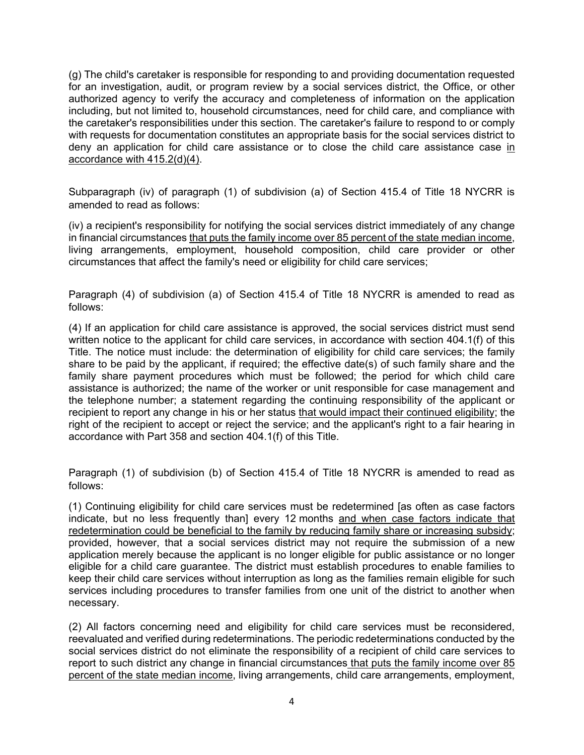(g) The child's caretaker is responsible for responding to and providing documentation requested for an investigation, audit, or program review by a social services district, the Office, or other authorized agency to verify the accuracy and completeness of information on the application including, but not limited to, household circumstances, need for child care, and compliance with the caretaker's responsibilities under this section. The caretaker's failure to respond to or comply with requests for documentation constitutes an appropriate basis for the social services district to deny an application for child care assistance or to close the child care assistance case <u>in accordance with 415.2(d)(4)</u>.

Subparagraph (iv) of paragraph (1) of subdivision (a) of Section 415.4 of Title 18 NYCRR is amended to read as follows:

(iv) a recipient's responsibility for notifying the social services district immediately of any change in financial circumstances <u>that puts the family income over 85 percent of the state median income</u>, living arrangements, employment, household composition, child care provider or other circumstances that affect the family's need or eligibility for child care services;

Paragraph (4) of subdivision (a) of Section 415.4 of Title 18 NYCRR is amended to read as follows:

(4) If an application for child care assistance is approved, the social services district must send written notice to the applicant for child care services, in accordance with section 404.1(f) of this Title. The notice must include: the determination of eligibility for child care services; the family share to be paid by the applicant, if required; the effective date(s) of such family share and the family share payment procedures which must be followed; the period for which child care assistance is authorized; the name of the worker or unit responsible for case management and the telephone number; a statement regarding the continuing responsibility of the applicant or recipient to report any change in his or her status <u>that would impact their continued eligibility</u>; the right of the recipient to accept or reject the service; and the applicant's right to a fair hearing in accordance with Part 358 and section 404.1(f) of this Title.

Paragraph (1) of subdivision (b) of Section 415.4 of Title 18 NYCRR is amended to read as follows:

(1) Continuing eligibility for child care services must be redetermined [as often as case factors indicate, but no less frequently than] every 12 months <u>and when case factors indicate that redetermination could be beneficial to the family by reducing family share or increasing subsidy</u>; provided, however, that a social services district may not require the submission of a new application merely because the applicant is no longer eligible for public assistance or no longer eligible for a child care guarantee. The district must establish procedures to enable families to keep their child care services without interruption as long as the families remain eligible for such services including procedures to transfer families from one unit of the district to another when necessary.

(2) All factors concerning need and eligibility for child care services must be reconsidered, reevaluated and verified during redeterminations. The periodic redeterminations conducted by the social services district do not eliminate the responsibility of a recipient of child care services to report to such district any change in financial circumstances<u> that puts the family income over 85 percent of the state median income</u>, living arrangements, child care arrangements, employment,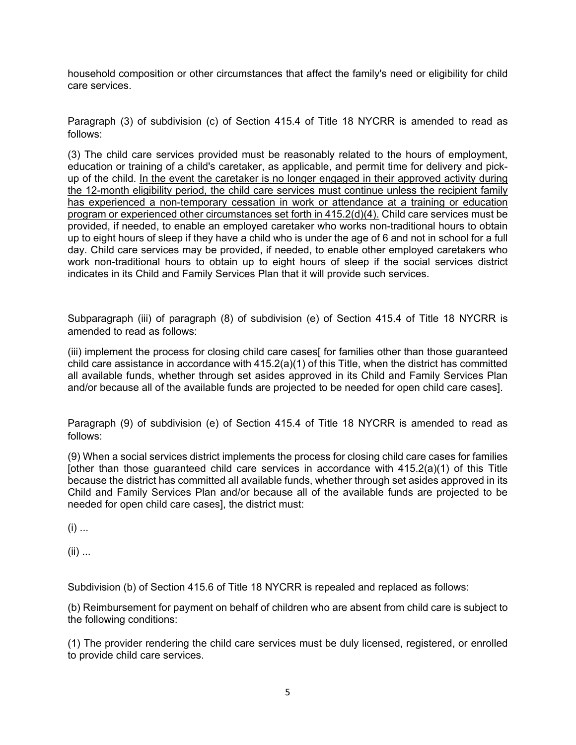household composition or other circumstances that affect the family's need or eligibility for child care services.

Paragraph (3) of subdivision (c) of Section 415.4 of Title 18 NYCRR is amended to read as follows:

(3) The child care services provided must be reasonably related to the hours of employment, education or training of a child's caretaker, as applicable, and permit time for delivery and pick-up of the child. <u>In the event the caretaker is no longer engaged in their approved activity during the 12-month eligibility period, the child care services must continue unless the recipient family has experienced a non-temporary cessation in work or attendance at a training or education program or experienced other circumstances set forth in 415.2(d)(4).</u> Child care services must be provided, if needed, to enable an employed caretaker who works non-traditional hours to obtain up to eight hours of sleep if they have a child who is under the age of 6 and not in school for a full day. Child care services may be provided, if needed, to enable other employed caretakers who work non-traditional hours to obtain up to eight hours of sleep if the social services district indicates in its Child and Family Services Plan that it will provide such services.

Subparagraph (iii) of paragraph (8) of subdivision (e) of Section 415.4 of Title 18 NYCRR is amended to read as follows:

(iii) implement the process for closing child care cases[ for families other than those guaranteed child care assistance in accordance with 415.2(a)(1) of this Title, when the district has committed all available funds, whether through set asides approved in its Child and Family Services Plan and/or because all of the available funds are projected to be needed for open child care cases].

Paragraph (9) of subdivision (e) of Section 415.4 of Title 18 NYCRR is amended to read as follows:

(9) When a social services district implements the process for closing child care cases for families [other than those guaranteed child care services in accordance with 415.2(a)(1) of this Title because the district has committed all available funds, whether through set asides approved in its Child and Family Services Plan and/or because all of the available funds are projected to be needed for open child care cases], the district must:

(i) ...

(ii) ...

Subdivision (b) of Section 415.6 of Title 18 NYCRR is repealed and replaced as follows:

(b) Reimbursement for payment on behalf of children who are absent from child care is subject to the following conditions:

(1) The provider rendering the child care services must be duly licensed, registered, or enrolled to provide child care services.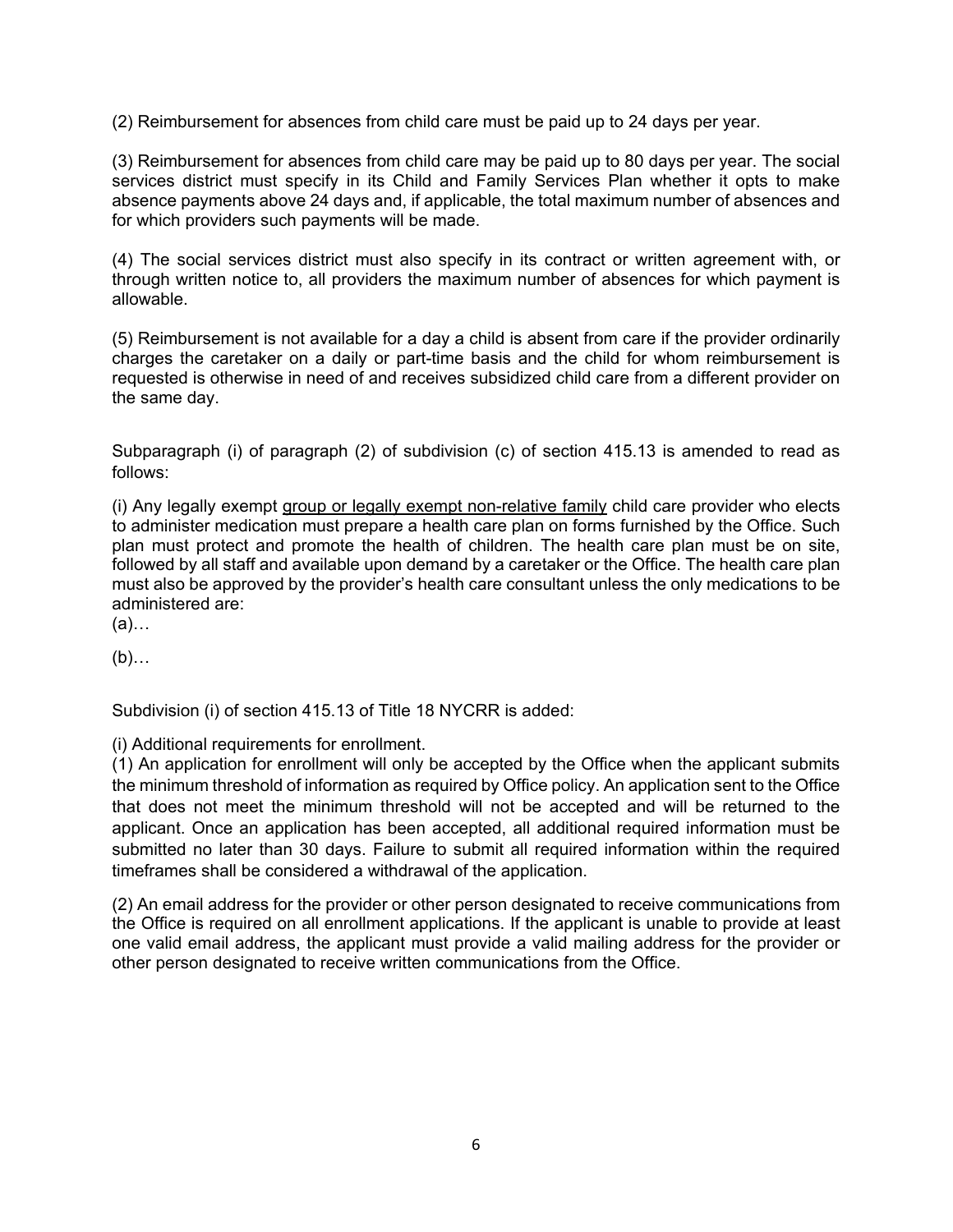(2) Reimbursement for absences from child care must be paid up to 24 days per year.

(3) Reimbursement for absences from child care may be paid up to 80 days per year. The social services district must specify in its Child and Family Services Plan whether it opts to make absence payments above 24 days and, if applicable, the total maximum number of absences and for which providers such payments will be made.

(4) The social services district must also specify in its contract or written agreement with, or through written notice to, all providers the maximum number of absences for which payment is allowable.

(5) Reimbursement is not available for a day a child is absent from care if the provider ordinarily charges the caretaker on a daily or part-time basis and the child for whom reimbursement is requested is otherwise in need of and receives subsidized child care from a different provider on the same day.

Subparagraph (i) of paragraph (2) of subdivision (c) of section 415.13 is amended to read as follows:

(i) Any legally exempt <u>group or legally exempt non-relative family</u> child care provider who elects to administer medication must prepare a health care plan on forms furnished by the Office. Such plan must protect and promote the health of children. The health care plan must be on site, followed by all staff and available upon demand by a caretaker or the Office. The health care plan must also be approved by the provider's health care consultant unless the only medications to be administered are:

(a)…

(b)…

Subdivision (i) of section 415.13 of Title 18 NYCRR is added:

(i) Additional requirements for enrollment.

(1) An application for enrollment will only be accepted by the Office when the applicant submits the minimum threshold of information as required by Office policy. An application sent to the Office that does not meet the minimum threshold will not be accepted and will be returned to the applicant. Once an application has been accepted, all additional required information must be submitted no later than 30 days. Failure to submit all required information within the required timeframes shall be considered a withdrawal of the application.

(2) An email address for the provider or other person designated to receive communications from the Office is required on all enrollment applications. If the applicant is unable to provide at least one valid email address, the applicant must provide a valid mailing address for the provider or other person designated to receive written communications from the Office.